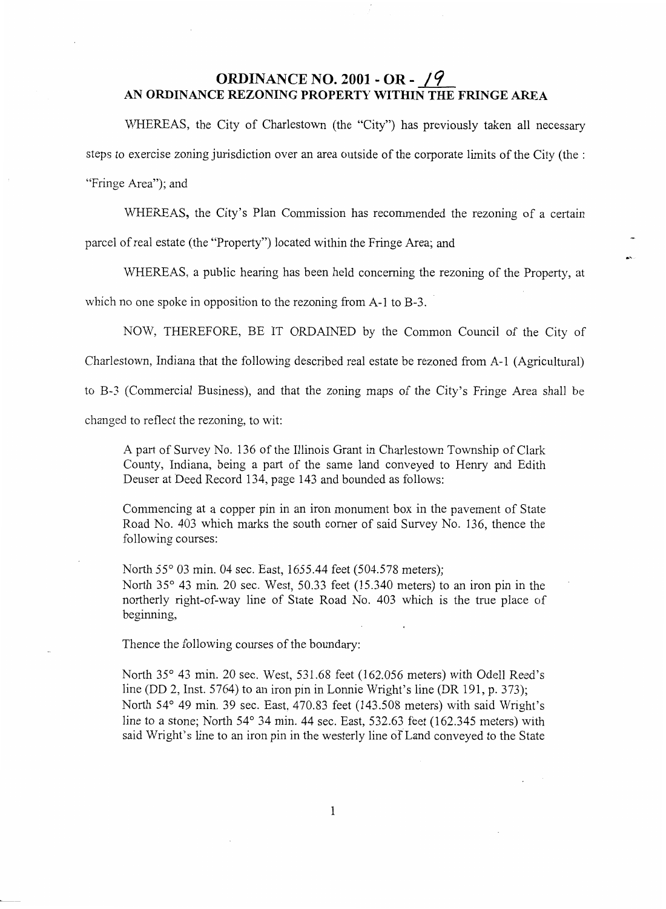# ORDINANCE NO. 2001 - OR - 19

## AN ORDINANCE REZONING PROPERTY WITHIN THE FRINGE AREA

WHEREAS, the City of Charlestown (the "City") has previously taken all necessary steps to exercise zoning jurisdiction over an area outside of the corporate limits of the City (the : "Fringe Area"); and

WHEREAS, the City's Plan Commission has recommended the rezoning of a certain parcel of real estate (the "Property") located within the Fringe Area; and

WHEREAS, a public hearing has been held concerning the rezoning of the Property, at which no one spoke in opposition to the rezoning from A-1 to B-3.

NOW, THEREFORE, BE IT ORDAINED by the Common Council of the City of Charlestown, Indiana that the following described real estate be rezoned from A-1 (Agricultural) to B-3 (Commercial Business), and that the zoning maps of the City's Fringe Area shall be changed to reflect the rezoning, to wit:

> A part of Survey No. 136 of the Illinois Grant in Charlestown Township of Clark County, Indiana, being a part of the same land conveyed to Henry and Edith Deuser at Deed Record 134, page 143 and bounded as follows:
>
> Commencing at a copper pin in an iron monument box in the pavement of State Road No. 403 which marks the south corner of said Survey No. 136, thence the following courses:
>
> North 55° 03 min. 04 sec. East, 1655.44 feet (504.578 meters);
> North 35° 43 min. 20 sec. West, 50.33 feet (15.340 meters) to an iron pin in the northerly right-of-way line of State Road No. 403 which is the true place of beginning,
>
> Thence the following courses of the boundary:
>
> North 35° 43 min. 20 sec. West, 531.68 feet (162.056 meters) with Odell Reed's line (DD 2, Inst. 5764) to an iron pin in Lonnie Wright's line (DR 191, p. 373);
> North 54° 49 min. 39 sec. East, 470.83 feet (143.508 meters) with said Wright's line to a stone; North 54° 34 min. 44 sec. East, 532.63 feet (162.345 meters) with said Wright's line to an iron pin in the westerly line of Land conveyed to the State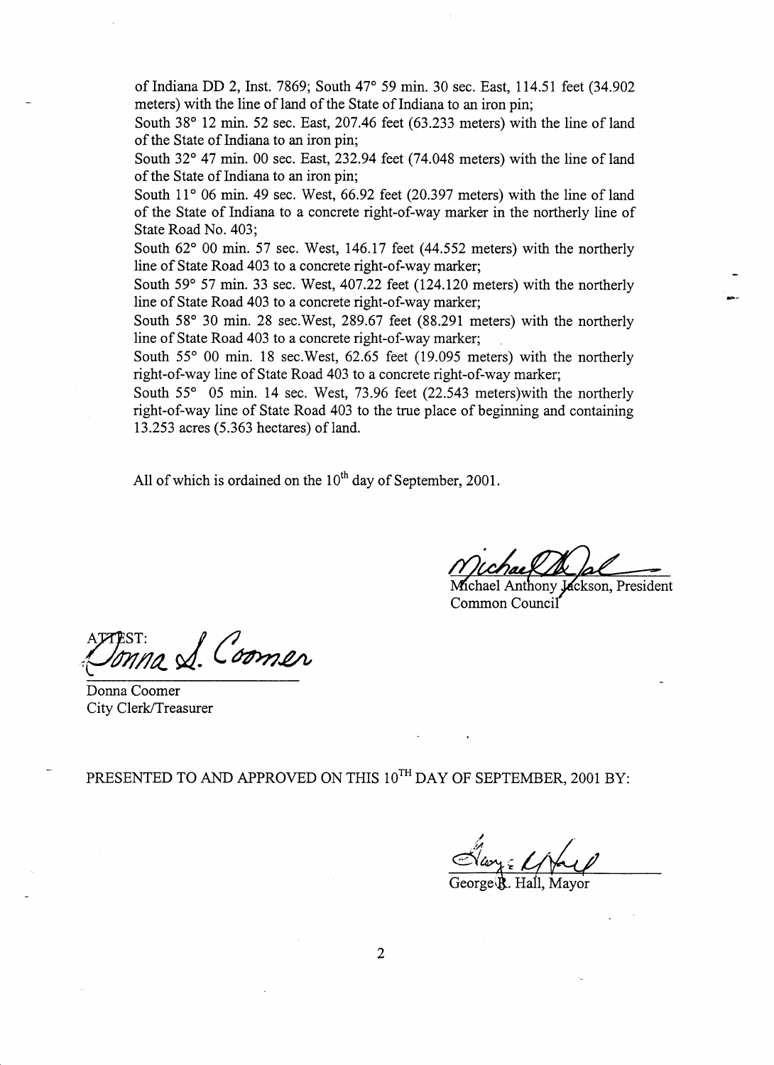of Indiana DD 2, Inst. 7869; South 47° 59 min. 30 sec. East, 114.51 feet (34.902 meters) with the line of land of the State of Indiana to an iron pin;

South 38° 12 min. 52 sec. East, 207.46 feet (63.233 meters) with the line of land of the State of Indiana to an iron pin;

South 32° 47 min. 00 sec. East, 232.94 feet (74.048 meters) with the line of land of the State of Indiana to an iron pin;

South 11° 06 min. 49 sec. West, 66.92 feet (20.397 meters) with the line of land of the State of Indiana to a concrete right-of-way marker in the northerly line of State Road No. 403;

South 62° 00 min. 57 sec. West, 146.17 feet (44.552 meters) with the northerly line of State Road 403 to a concrete right-of-way marker;

South 59° 57 min. 33 sec. West, 407.22 feet (124.120 meters) with the northerly line of State Road 403 to a concrete right-of-way marker;

South 58° 30 min. 28 sec.West, 289.67 feet (88.291 meters) with the northerly line of State Road 403 to a concrete right-of-way marker;

South 55° 00 min. 18 sec.West, 62.65 feet (19.095 meters) with the northerly right-of-way line of State Road 403 to a concrete right-of-way marker;

South 55° 05 min. 14 sec. West, 73.96 feet (22.543 meters)with the northerly right-of-way line of State Road 403 to the true place of beginning and containing 13.253 acres (5.363 hectares) of land.

All of which is ordained on the 10th day of September, 2001.

Michael Anthony Jackson, President
Common Council

ATTEST:

Donna Coomer
City Clerk/Treasurer

PRESENTED TO AND APPROVED ON THIS 10TH DAY OF SEPTEMBER, 2001 BY:

George R. Hall, Mayor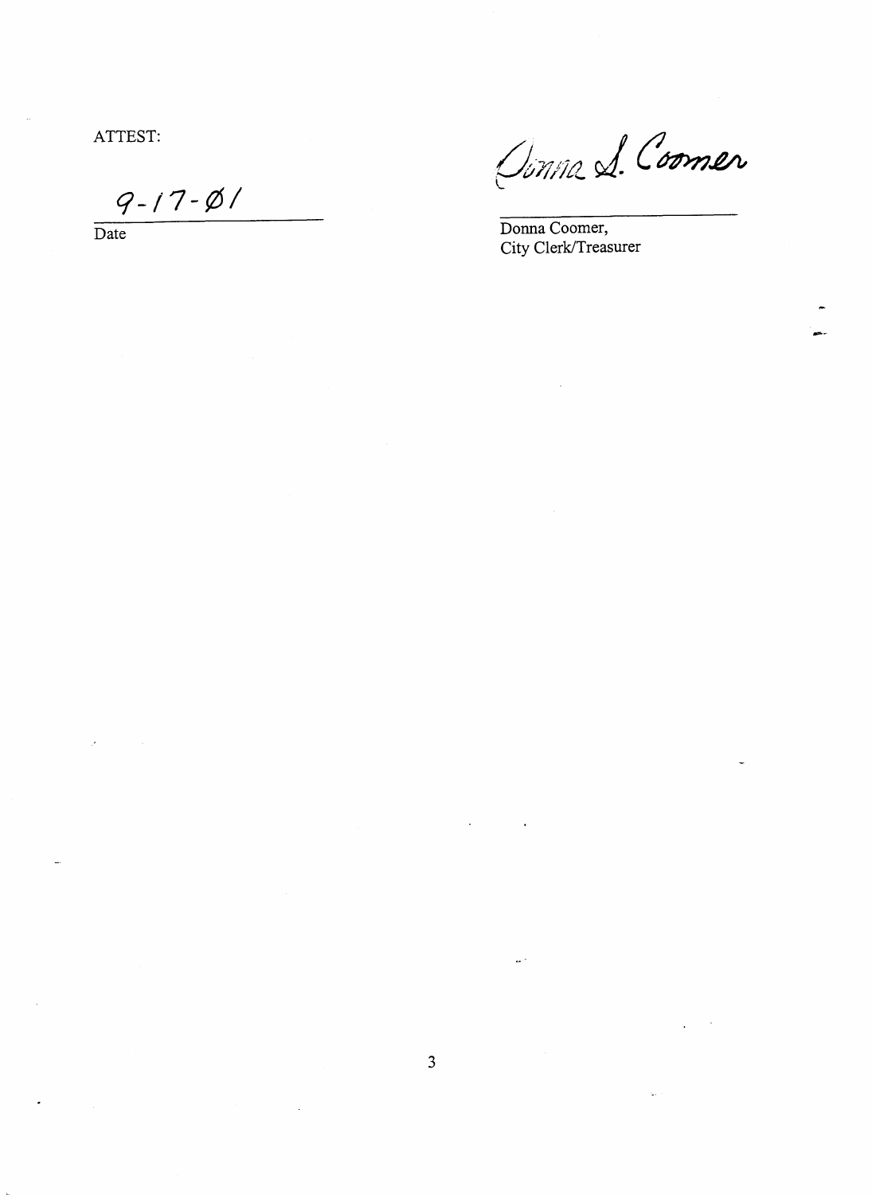ATTEST:

9-17-01
Date

Donna S. Coomer

Donna Coomer,
City Clerk/Treasurer